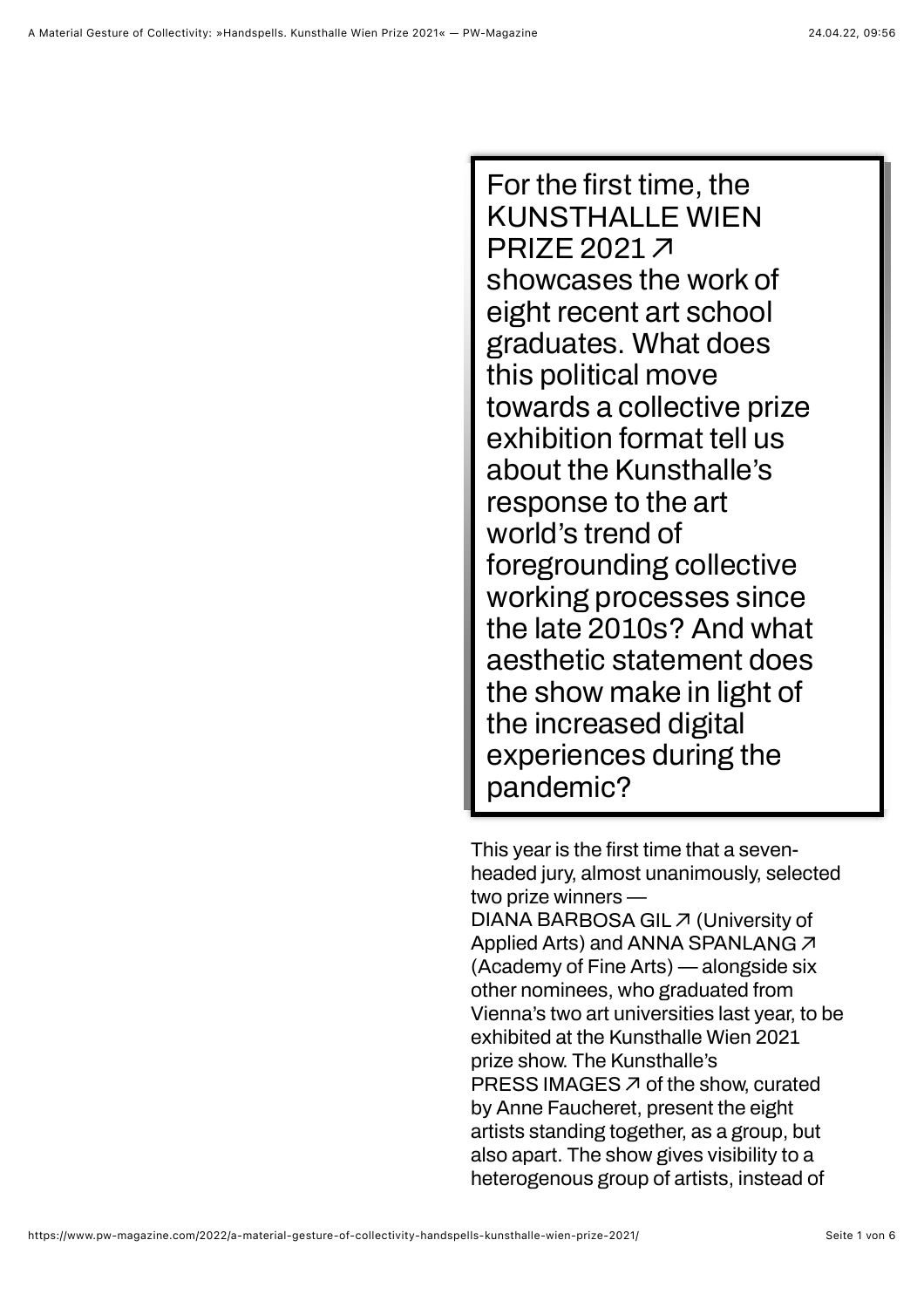For the first time, the KUNSTHALLE WIEN PRIZE 2021 ↗ showcases the work of eight recent art school graduates. What does this political move towards a collective prize exhibition format tell us about the Kunsthalle's response to the art world's trend of foregrounding collective working processes since the late 2010s? And what aesthetic statement does the show make in light of the increased digital experiences during the pandemic?

This year is the first time that a seven-headed jury, almost unanimously, selected two prize winners — DIANA BARBOSA GIL ↗ (University of Applied Arts) and ANNA SPANLANG ↗ (Academy of Fine Arts) — alongside six other nominees, who graduated from Vienna's two art universities last year, to be exhibited at the Kunsthalle Wien 2021 prize show. The Kunsthalle's PRESS IMAGES ↗ of the show, curated by Anne Faucheret, present the eight artists standing together, as a group, but also apart. The show gives visibility to a heterogenous group of artists, instead of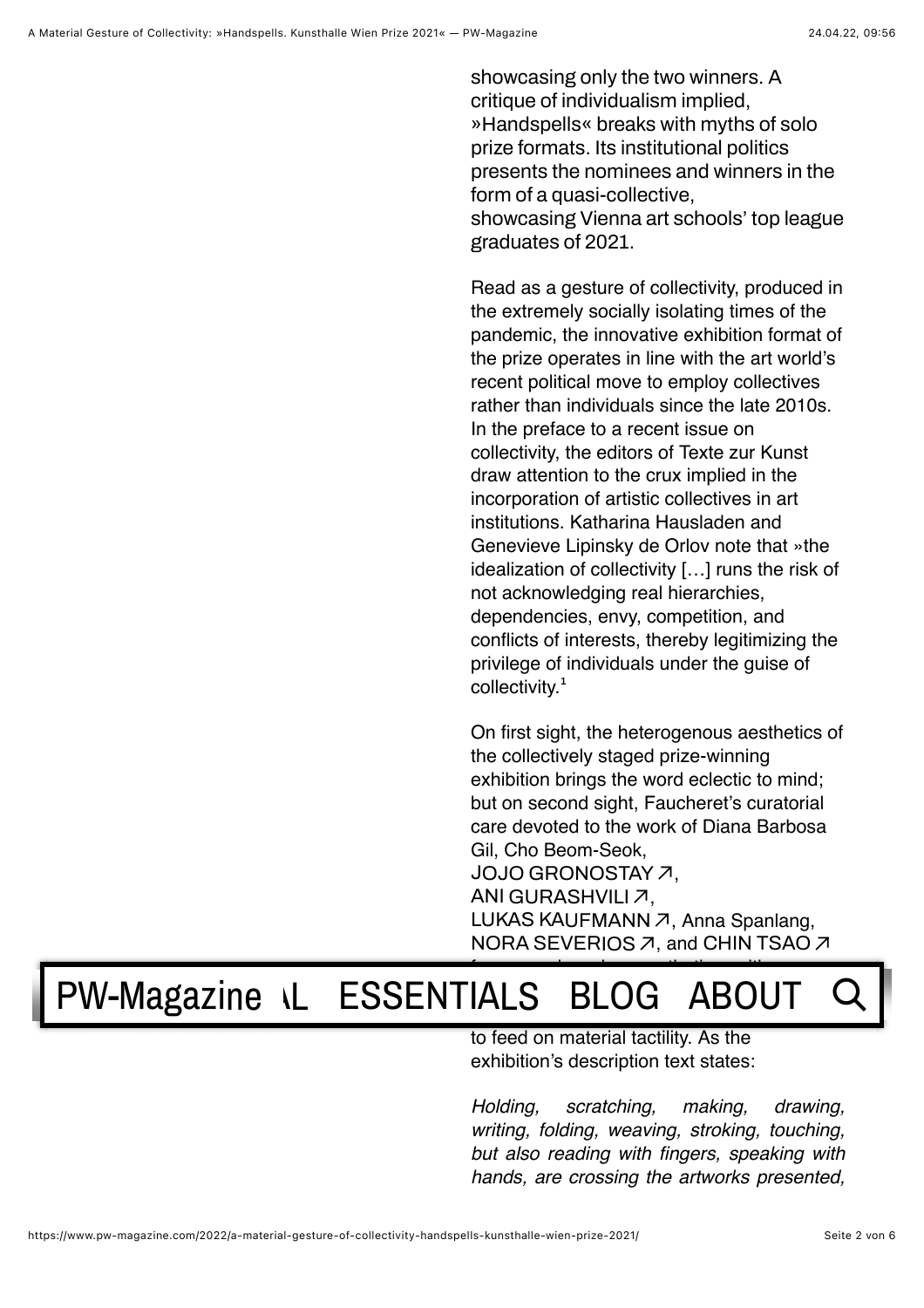showcasing only the two winners. A critique of individualism implied, »Handspells« breaks with myths of solo prize formats. Its institutional politics presents the nominees and winners in the form of a quasi-collective, showcasing Vienna art schools' top league graduates of 2021.

Read as a gesture of collectivity, produced in the extremely socially isolating times of the pandemic, the innovative exhibition format of the prize operates in line with the art world's recent political move to employ collectives rather than individuals since the late 2010s. In the preface to a recent issue on collectivity, the editors of Texte zur Kunst draw attention to the crux implied in the incorporation of artistic collectives in art institutions. Katharina Hausladen and Genevieve Lipinsky de Orlov note that »the idealization of collectivity […] runs the risk of not acknowledging real hierarchies, dependencies, envy, competition, and conflicts of interests, thereby legitimizing the privilege of individuals under the guise of collectivity.[1]

On first sight, the heterogenous aesthetics of the collectively staged prize-winning exhibition brings the word eclectic to mind; but on second sight, Faucheret's curatorial care devoted to the work of Diana Barbosa Gil, Cho Beom-Seok, JOJO GRONOSTAY ↗, ANI GURASHVILI ↗, LUKAS KAUFMANN ↗, Anna Spanlang, NORA SEVERIOS ↗, and CHIN TSAO ↗

to feed on material tactility. As the exhibition's description text states:

*Holding, scratching, making, drawing, writing, folding, weaving, stroking, touching, but also reading with fingers, speaking with hands, are crossing the artworks presented,*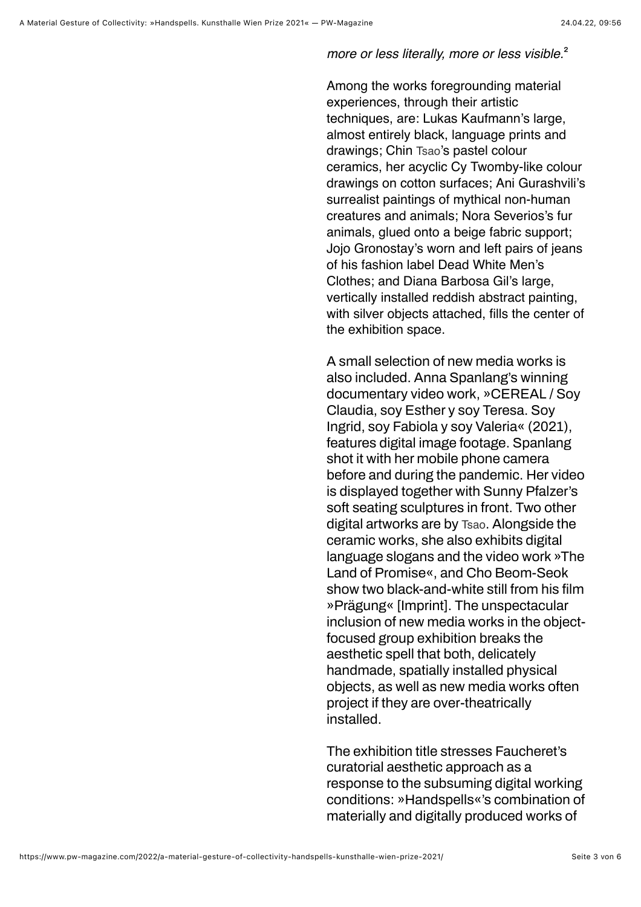*more or less literally, more or less visible.*[2]

Among the works foregrounding material experiences, through their artistic techniques, are: Lukas Kaufmann's large, almost entirely black, language prints and drawings; Chin Tsao's pastel colour ceramics, her acyclic Cy Twomby-like colour drawings on cotton surfaces; Ani Gurashvili's surrealist paintings of mythical non-human creatures and animals; Nora Severios's fur animals, glued onto a beige fabric support; Jojo Gronostay's worn and left pairs of jeans of his fashion label Dead White Men's Clothes; and Diana Barbosa Gil's large, vertically installed reddish abstract painting, with silver objects attached, fills the center of the exhibition space.

A small selection of new media works is also included. Anna Spanlang's winning documentary video work, »CEREAL / Soy Claudia, soy Esther y soy Teresa. Soy Ingrid, soy Fabiola y soy Valeria« (2021), features digital image footage. Spanlang shot it with her mobile phone camera before and during the pandemic. Her video is displayed together with Sunny Pfalzer's soft seating sculptures in front. Two other digital artworks are by Tsao. Alongside the ceramic works, she also exhibits digital language slogans and the video work »The Land of Promise«, and Cho Beom-Seok show two black-and-white still from his film »Prägung« [Imprint]. The unspectacular inclusion of new media works in the object-focused group exhibition breaks the aesthetic spell that both, delicately handmade, spatially installed physical objects, as well as new media works often project if they are over-theatrically installed.

The exhibition title stresses Faucheret's curatorial aesthetic approach as a response to the subsuming digital working conditions: »Handspells«'s combination of materially and digitally produced works of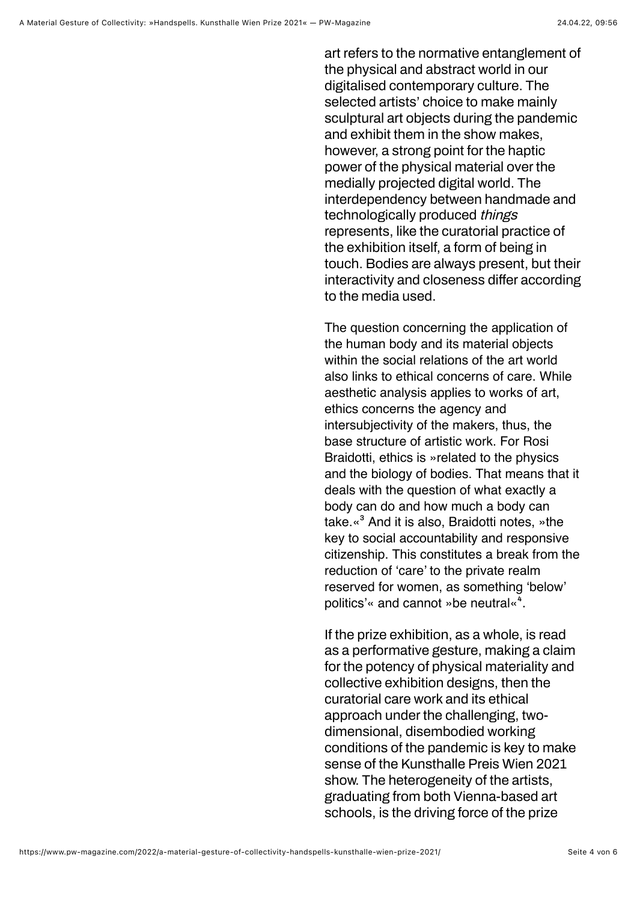art refers to the normative entanglement of the physical and abstract world in our digitalised contemporary culture. The selected artists' choice to make mainly sculptural art objects during the pandemic and exhibit them in the show makes, however, a strong point for the haptic power of the physical material over the medially projected digital world. The interdependency between handmade and technologically produced *things* represents, like the curatorial practice of the exhibition itself, a form of being in touch. Bodies are always present, but their interactivity and closeness differ according to the media used.

The question concerning the application of the human body and its material objects within the social relations of the art world also links to ethical concerns of care. While aesthetic analysis applies to works of art, ethics concerns the agency and intersubjectivity of the makers, thus, the base structure of artistic work. For Rosi Braidotti, ethics is »related to the physics and the biology of bodies. That means that it deals with the question of what exactly a body can do and how much a body can take.«[3] And it is also, Braidotti notes, »the key to social accountability and responsive citizenship. This constitutes a break from the reduction of 'care' to the private realm reserved for women, as something 'below' politics'« and cannot »be neutral«[4].

If the prize exhibition, as a whole, is read as a performative gesture, making a claim for the potency of physical materiality and collective exhibition designs, then the curatorial care work and its ethical approach under the challenging, two-dimensional, disembodied working conditions of the pandemic is key to make sense of the Kunsthalle Preis Wien 2021 show. The heterogeneity of the artists, graduating from both Vienna-based art schools, is the driving force of the prize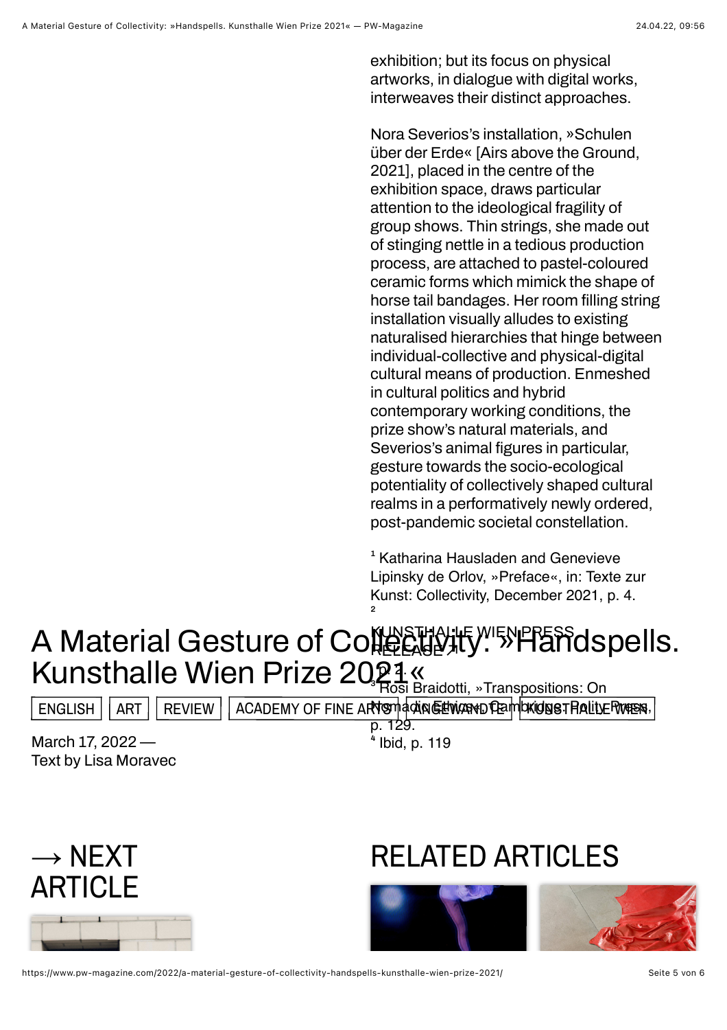exhibition; but its focus on physical artworks, in dialogue with digital works, interweaves their distinct approaches.

Nora Severios's installation, »Schulen über der Erde« [Airs above the Ground, 2021], placed in the centre of the exhibition space, draws particular attention to the ideological fragility of group shows. Thin strings, she made out of stinging nettle in a tedious production process, are attached to pastel-coloured ceramic forms which mimick the shape of horse tail bandages. Her room filling string installation visually alludes to existing naturalised hierarchies that hinge between individual-collective and physical-digital cultural means of production. Enmeshed in cultural politics and hybrid contemporary working conditions, the prize show's natural materials, and Severios's animal figures in particular, gesture towards the socio-ecological potentiality of collectively shaped cultural realms in a performatively newly ordered, post-pandemic societal constellation.

[1] Katharina Hausladen and Genevieve Lipinsky de Orlov, »Preface«, in: Texte zur Kunst: Collectivity, December 2021, p. 4.
[2] KUNSTHALLE WIEN PRESS RELEASE ↗ p. 1.
[3] Rosi Braidotti, »Transpositions: On Nomadic Ethics«, Cambridge: Polity Press, p. 129.
[4] Ibid, p. 119

# A Material Gesture of Collectivity: »Handspells. Kunsthalle Wien Prize 2021«

ENGLISH | ART | REVIEW | ACADEMY OF FINE ARTS | ANGEWANDTE | KUNSTHALLE WIEN

March 17, 2022 —
Text by Lisa Moravec

## → NEXT ARTICLE

## RELATED ARTICLES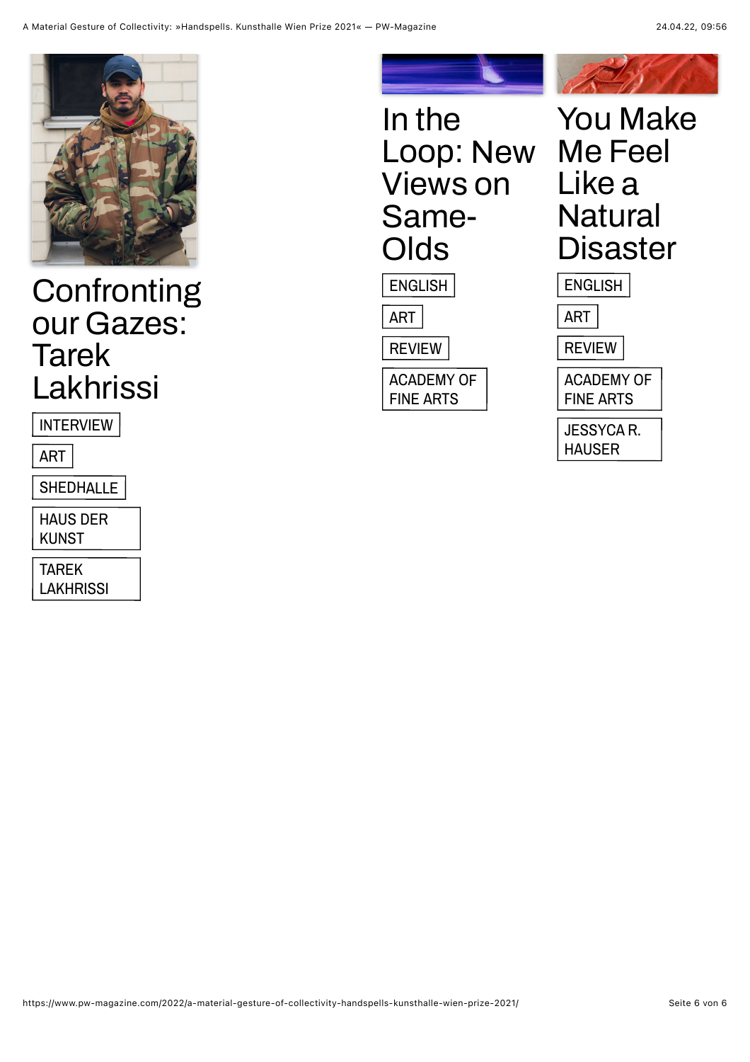## Confronting our Gazes: Tarek Lakhrissi

INTERVIEW

ART

SHEDHALLE

HAUS DER KUNST

TAREK LAKHRISSI

## In the Loop: New Views on Same-Olds

ENGLISH

ART

REVIEW

ACADEMY OF FINE ARTS

## You Make Me Feel Like a Natural Disaster

ENGLISH

ART

REVIEW

ACADEMY OF FINE ARTS

JESSYCA R. HAUSER